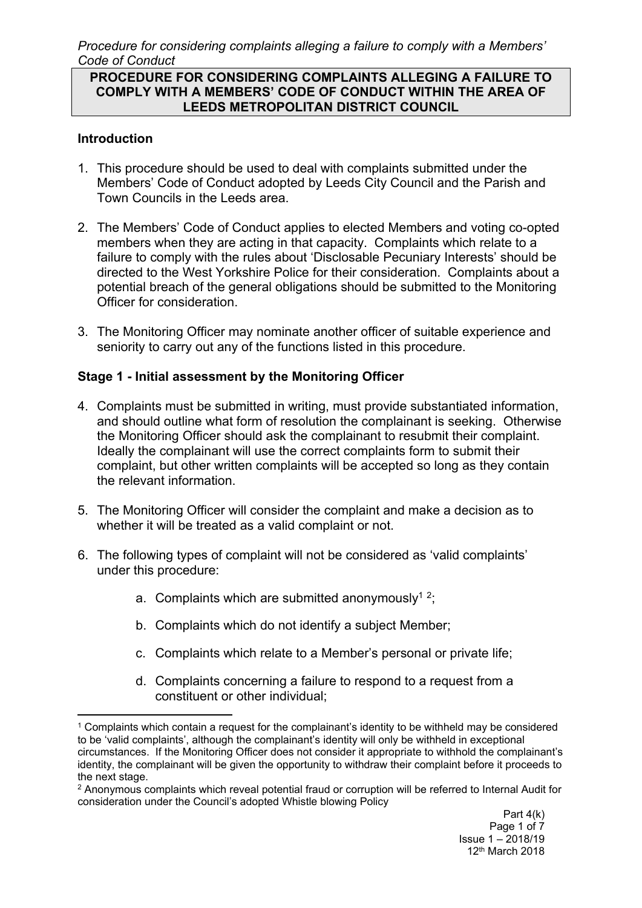# PROCEDURE FOR CONSIDERING COMPLAINTS ALLEGING A FAILURE TO COMPLY WITH A MEMBERS' CODE OF CONDUCT WITHIN THE AREA OF LEEDS METROPOLITAN DISTRICT COUNCIL

## Introduction

1. This procedure should be used to deal with complaints submitted under the Members' Code of Conduct adopted by Leeds City Council and the Parish and Town Councils in the Leeds area.

2. The Members' Code of Conduct applies to elected Members and voting co-opted members when they are acting in that capacity. Complaints which relate to a failure to comply with the rules about 'Disclosable Pecuniary Interests' should be directed to the West Yorkshire Police for their consideration. Complaints about a potential breach of the general obligations should be submitted to the Monitoring Officer for consideration.

3. The Monitoring Officer may nominate another officer of suitable experience and seniority to carry out any of the functions listed in this procedure.

## Stage 1 - Initial assessment by the Monitoring Officer

4. Complaints must be submitted in writing, must provide substantiated information, and should outline what form of resolution the complainant is seeking. Otherwise the Monitoring Officer should ask the complainant to resubmit their complaint. Ideally the complainant will use the correct complaints form to submit their complaint, but other written complaints will be accepted so long as they contain the relevant information.

5. The Monitoring Officer will consider the complaint and make a decision as to whether it will be treated as a valid complaint or not.

6. The following types of complaint will not be considered as 'valid complaints' under this procedure:

    a. Complaints which are submitted anonymously[1] [2];

    b. Complaints which do not identify a subject Member;

    c. Complaints which relate to a Member's personal or private life;

    d. Complaints concerning a failure to respond to a request from a constituent or other individual;

---

[1] Complaints which contain a request for the complainant's identity to be withheld may be considered to be 'valid complaints', although the complainant's identity will only be withheld in exceptional circumstances. If the Monitoring Officer does not consider it appropriate to withhold the complainant's identity, the complainant will be given the opportunity to withdraw their complaint before it proceeds to the next stage.

[2] Anonymous complaints which reveal potential fraud or corruption will be referred to Internal Audit for consideration under the Council's adopted Whistle blowing Policy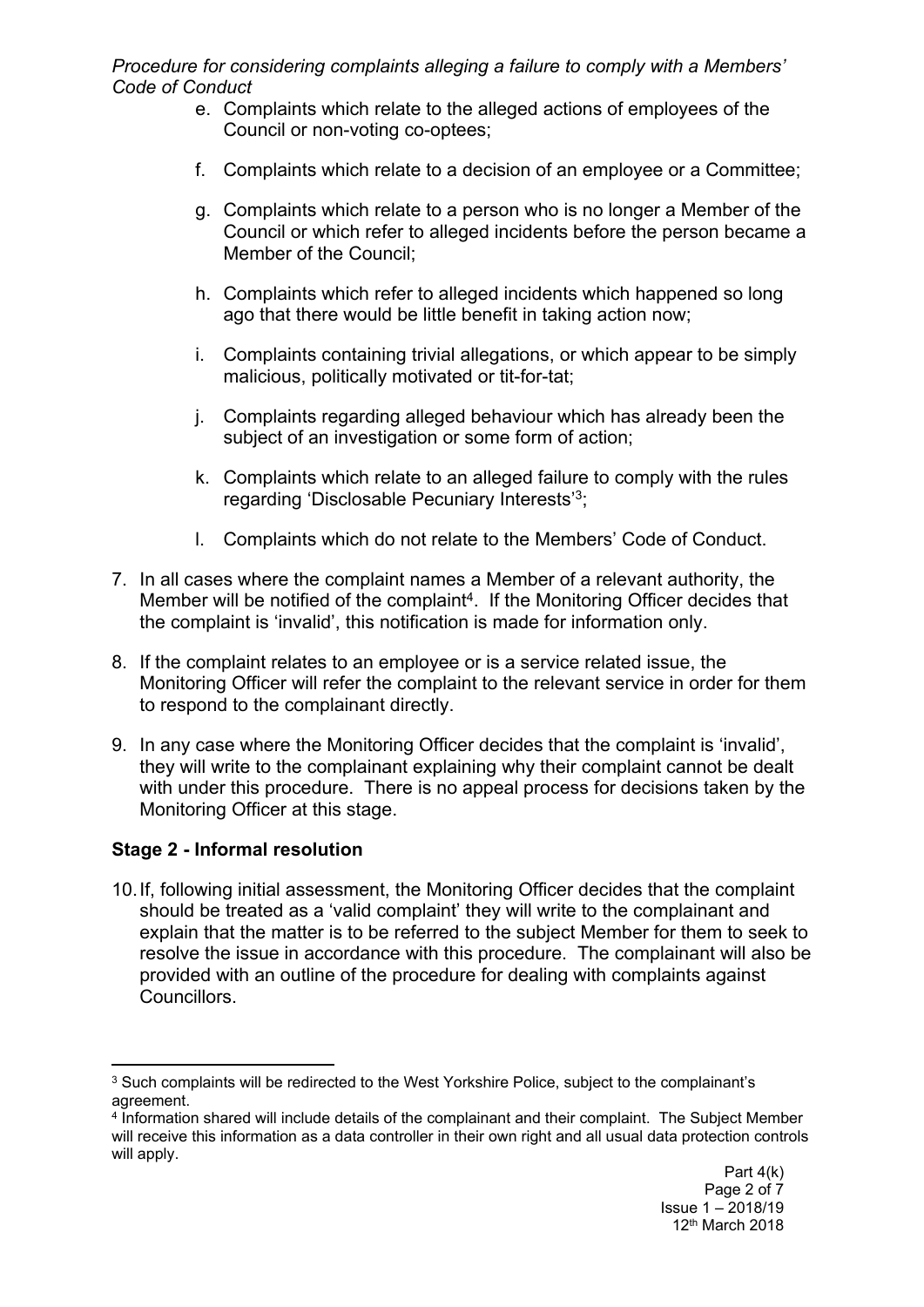e. Complaints which relate to the alleged actions of employees of the Council or non-voting co-optees;

f. Complaints which relate to a decision of an employee or a Committee;

g. Complaints which relate to a person who is no longer a Member of the Council or which refer to alleged incidents before the person became a Member of the Council;

h. Complaints which refer to alleged incidents which happened so long ago that there would be little benefit in taking action now;

i. Complaints containing trivial allegations, or which appear to be simply malicious, politically motivated or tit-for-tat;

j. Complaints regarding alleged behaviour which has already been the subject of an investigation or some form of action;

k. Complaints which relate to an alleged failure to comply with the rules regarding 'Disclosable Pecuniary Interests'[3];

l. Complaints which do not relate to the Members' Code of Conduct.

7. In all cases where the complaint names a Member of a relevant authority, the Member will be notified of the complaint[4]. If the Monitoring Officer decides that the complaint is 'invalid', this notification is made for information only.

8. If the complaint relates to an employee or is a service related issue, the Monitoring Officer will refer the complaint to the relevant service in order for them to respond to the complainant directly.

9. In any case where the Monitoring Officer decides that the complaint is 'invalid', they will write to the complainant explaining why their complaint cannot be dealt with under this procedure. There is no appeal process for decisions taken by the Monitoring Officer at this stage.

**Stage 2 - Informal resolution**

10. If, following initial assessment, the Monitoring Officer decides that the complaint should be treated as a 'valid complaint' they will write to the complainant and explain that the matter is to be referred to the subject Member for them to seek to resolve the issue in accordance with this procedure. The complainant will also be provided with an outline of the procedure for dealing with complaints against Councillors.

---

[3] Such complaints will be redirected to the West Yorkshire Police, subject to the complainant's agreement.

[4] Information shared will include details of the complainant and their complaint. The Subject Member will receive this information as a data controller in their own right and all usual data protection controls will apply.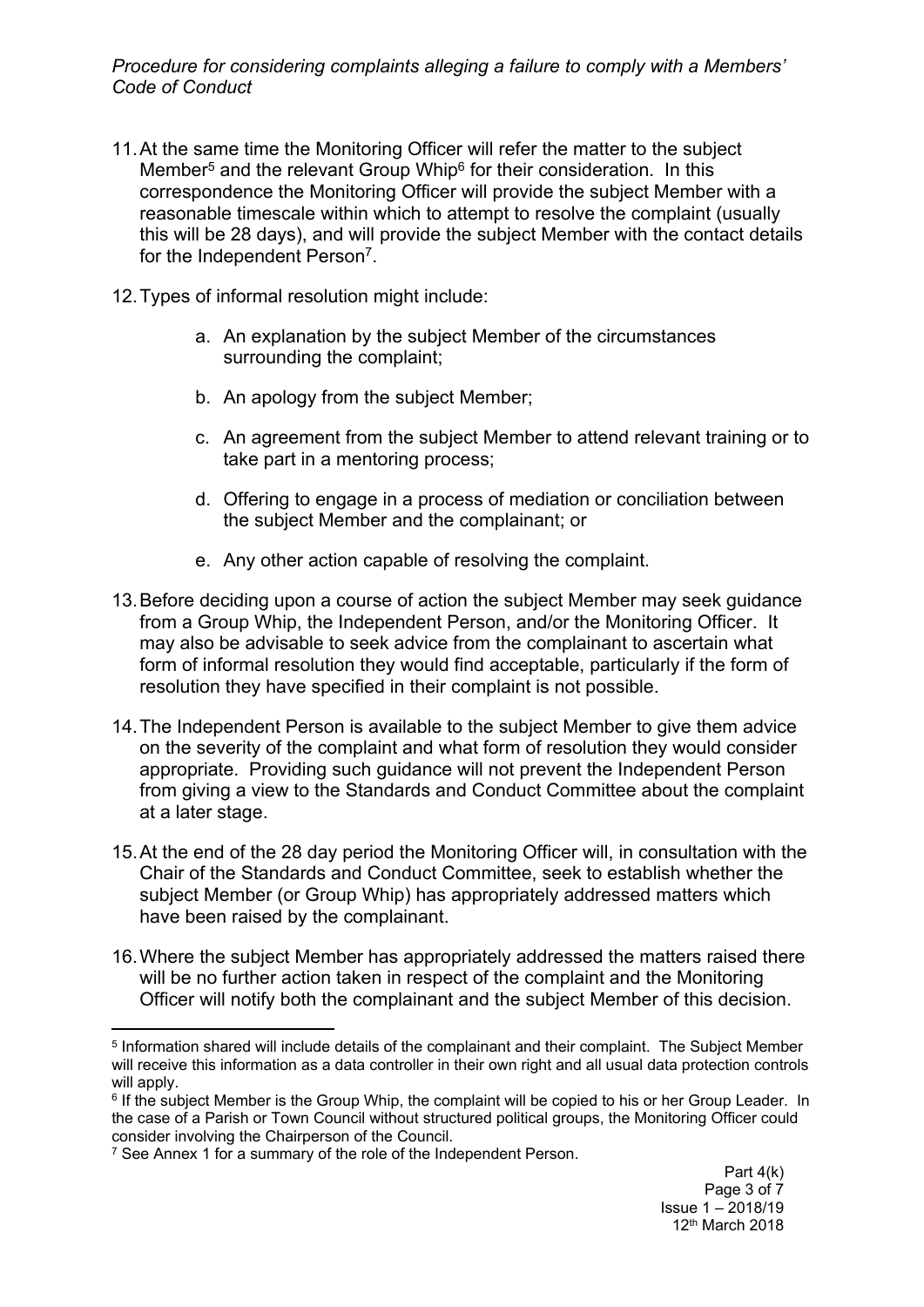11. At the same time the Monitoring Officer will refer the matter to the subject Member[5] and the relevant Group Whip[6] for their consideration. In this correspondence the Monitoring Officer will provide the subject Member with a reasonable timescale within which to attempt to resolve the complaint (usually this will be 28 days), and will provide the subject Member with the contact details for the Independent Person[7].

12. Types of informal resolution might include:

    a. An explanation by the subject Member of the circumstances surrounding the complaint;

    b. An apology from the subject Member;

    c. An agreement from the subject Member to attend relevant training or to take part in a mentoring process;

    d. Offering to engage in a process of mediation or conciliation between the subject Member and the complainant; or

    e. Any other action capable of resolving the complaint.

13. Before deciding upon a course of action the subject Member may seek guidance from a Group Whip, the Independent Person, and/or the Monitoring Officer. It may also be advisable to seek advice from the complainant to ascertain what form of informal resolution they would find acceptable, particularly if the form of resolution they have specified in their complaint is not possible.

14. The Independent Person is available to the subject Member to give them advice on the severity of the complaint and what form of resolution they would consider appropriate. Providing such guidance will not prevent the Independent Person from giving a view to the Standards and Conduct Committee about the complaint at a later stage.

15. At the end of the 28 day period the Monitoring Officer will, in consultation with the Chair of the Standards and Conduct Committee, seek to establish whether the subject Member (or Group Whip) has appropriately addressed matters which have been raised by the complainant.

16. Where the subject Member has appropriately addressed the matters raised there will be no further action taken in respect of the complaint and the Monitoring Officer will notify both the complainant and the subject Member of this decision.

---

[5] Information shared will include details of the complainant and their complaint. The Subject Member will receive this information as a data controller in their own right and all usual data protection controls will apply.

[6] If the subject Member is the Group Whip, the complaint will be copied to his or her Group Leader. In the case of a Parish or Town Council without structured political groups, the Monitoring Officer could consider involving the Chairperson of the Council.

[7] See Annex 1 for a summary of the role of the Independent Person.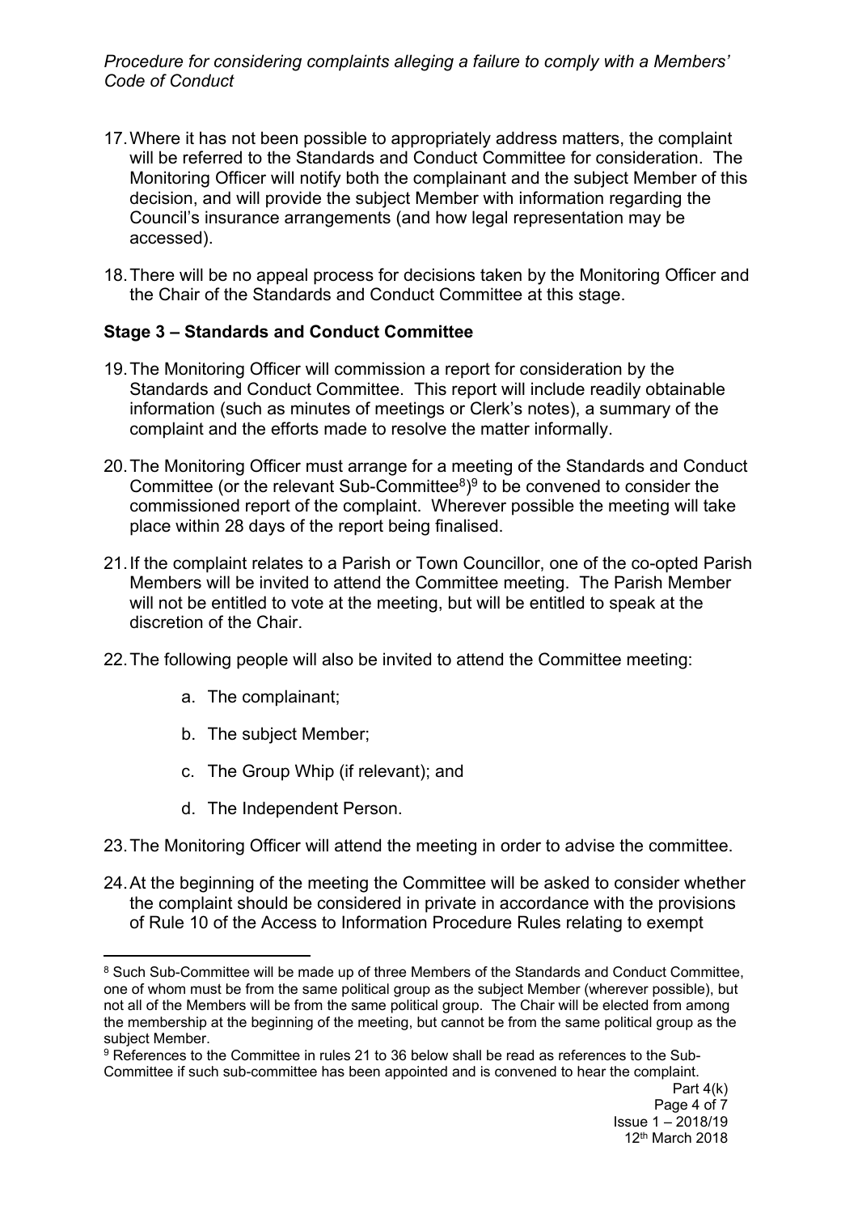17. Where it has not been possible to appropriately address matters, the complaint will be referred to the Standards and Conduct Committee for consideration. The Monitoring Officer will notify both the complainant and the subject Member of this decision, and will provide the subject Member with information regarding the Council's insurance arrangements (and how legal representation may be accessed).

18. There will be no appeal process for decisions taken by the Monitoring Officer and the Chair of the Standards and Conduct Committee at this stage.

**Stage 3 – Standards and Conduct Committee**

19. The Monitoring Officer will commission a report for consideration by the Standards and Conduct Committee. This report will include readily obtainable information (such as minutes of meetings or Clerk's notes), a summary of the complaint and the efforts made to resolve the matter informally.

20. The Monitoring Officer must arrange for a meeting of the Standards and Conduct Committee (or the relevant Sub-Committee[8])[9] to be convened to consider the commissioned report of the complaint. Wherever possible the meeting will take place within 28 days of the report being finalised.

21. If the complaint relates to a Parish or Town Councillor, one of the co-opted Parish Members will be invited to attend the Committee meeting. The Parish Member will not be entitled to vote at the meeting, but will be entitled to speak at the discretion of the Chair.

22. The following people will also be invited to attend the Committee meeting:

    a. The complainant;

    b. The subject Member;

    c. The Group Whip (if relevant); and

    d. The Independent Person.

23. The Monitoring Officer will attend the meeting in order to advise the committee.

24. At the beginning of the meeting the Committee will be asked to consider whether the complaint should be considered in private in accordance with the provisions of Rule 10 of the Access to Information Procedure Rules relating to exempt

---

[8] Such Sub-Committee will be made up of three Members of the Standards and Conduct Committee, one of whom must be from the same political group as the subject Member (wherever possible), but not all of the Members will be from the same political group. The Chair will be elected from among the membership at the beginning of the meeting, but cannot be from the same political group as the subject Member.

[9] References to the Committee in rules 21 to 36 below shall be read as references to the Sub-Committee if such sub-committee has been appointed and is convened to hear the complaint.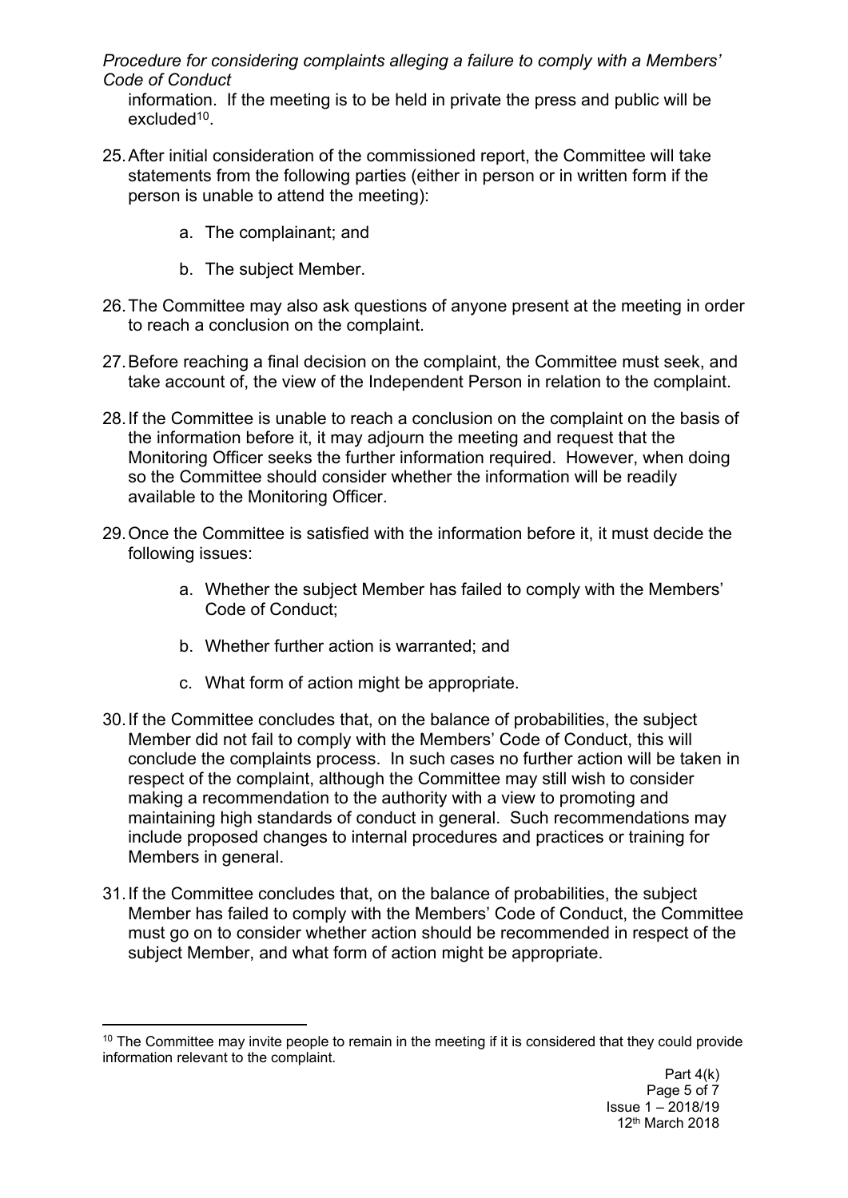information. If the meeting is to be held in private the press and public will be excluded[10].

25. After initial consideration of the commissioned report, the Committee will take statements from the following parties (either in person or in written form if the person is unable to attend the meeting):

    a. The complainant; and

    b. The subject Member.

26. The Committee may also ask questions of anyone present at the meeting in order to reach a conclusion on the complaint.

27. Before reaching a final decision on the complaint, the Committee must seek, and take account of, the view of the Independent Person in relation to the complaint.

28. If the Committee is unable to reach a conclusion on the complaint on the basis of the information before it, it may adjourn the meeting and request that the Monitoring Officer seeks the further information required. However, when doing so the Committee should consider whether the information will be readily available to the Monitoring Officer.

29. Once the Committee is satisfied with the information before it, it must decide the following issues:

    a. Whether the subject Member has failed to comply with the Members' Code of Conduct;

    b. Whether further action is warranted; and

    c. What form of action might be appropriate.

30. If the Committee concludes that, on the balance of probabilities, the subject Member did not fail to comply with the Members' Code of Conduct, this will conclude the complaints process. In such cases no further action will be taken in respect of the complaint, although the Committee may still wish to consider making a recommendation to the authority with a view to promoting and maintaining high standards of conduct in general. Such recommendations may include proposed changes to internal procedures and practices or training for Members in general.

31. If the Committee concludes that, on the balance of probabilities, the subject Member has failed to comply with the Members' Code of Conduct, the Committee must go on to consider whether action should be recommended in respect of the subject Member, and what form of action might be appropriate.

---

[10] The Committee may invite people to remain in the meeting if it is considered that they could provide information relevant to the complaint.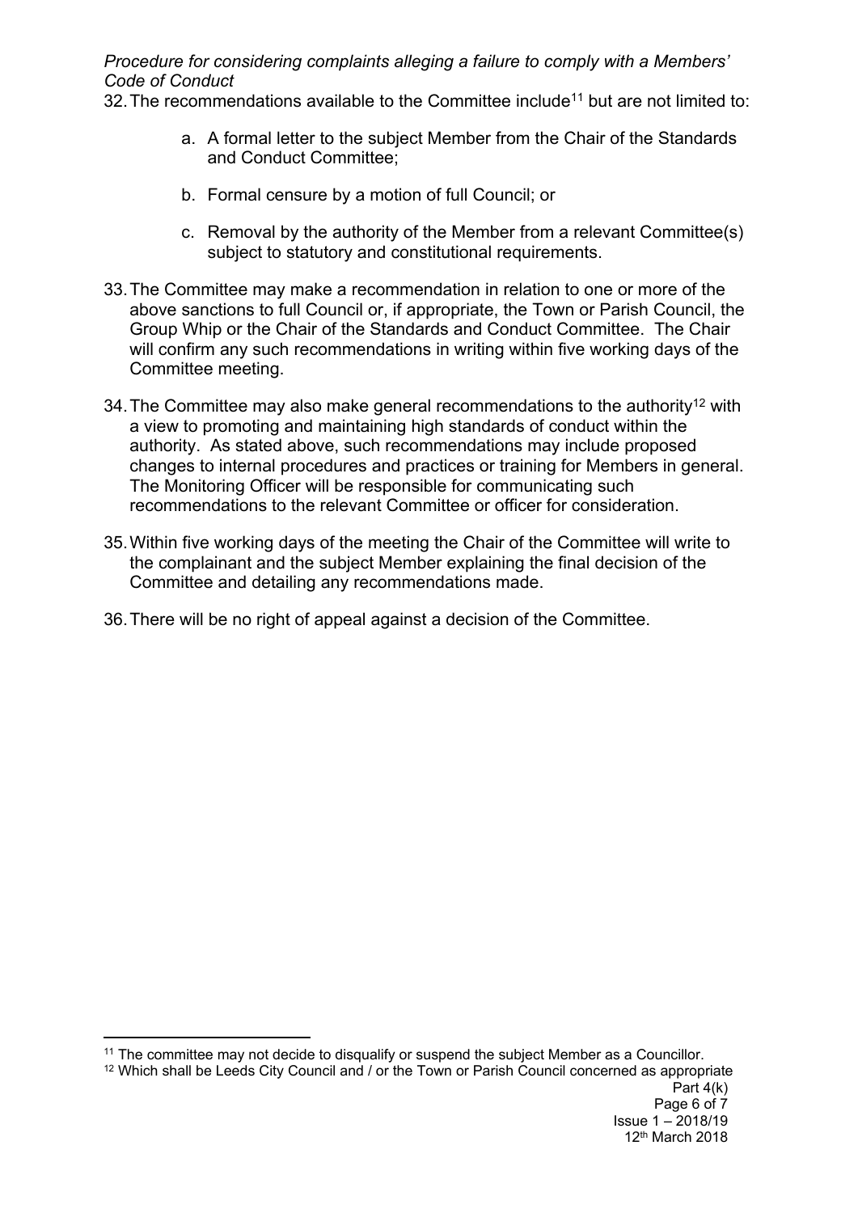32. The recommendations available to the Committee include[11] but are not limited to:

    a. A formal letter to the subject Member from the Chair of the Standards and Conduct Committee;

    b. Formal censure by a motion of full Council; or

    c. Removal by the authority of the Member from a relevant Committee(s) subject to statutory and constitutional requirements.

33. The Committee may make a recommendation in relation to one or more of the above sanctions to full Council or, if appropriate, the Town or Parish Council, the Group Whip or the Chair of the Standards and Conduct Committee. The Chair will confirm any such recommendations in writing within five working days of the Committee meeting.

34. The Committee may also make general recommendations to the authority[12] with a view to promoting and maintaining high standards of conduct within the authority. As stated above, such recommendations may include proposed changes to internal procedures and practices or training for Members in general. The Monitoring Officer will be responsible for communicating such recommendations to the relevant Committee or officer for consideration.

35. Within five working days of the meeting the Chair of the Committee will write to the complainant and the subject Member explaining the final decision of the Committee and detailing any recommendations made.

36. There will be no right of appeal against a decision of the Committee.

---

[11] The committee may not decide to disqualify or suspend the subject Member as a Councillor.

[12] Which shall be Leeds City Council and / or the Town or Parish Council concerned as appropriate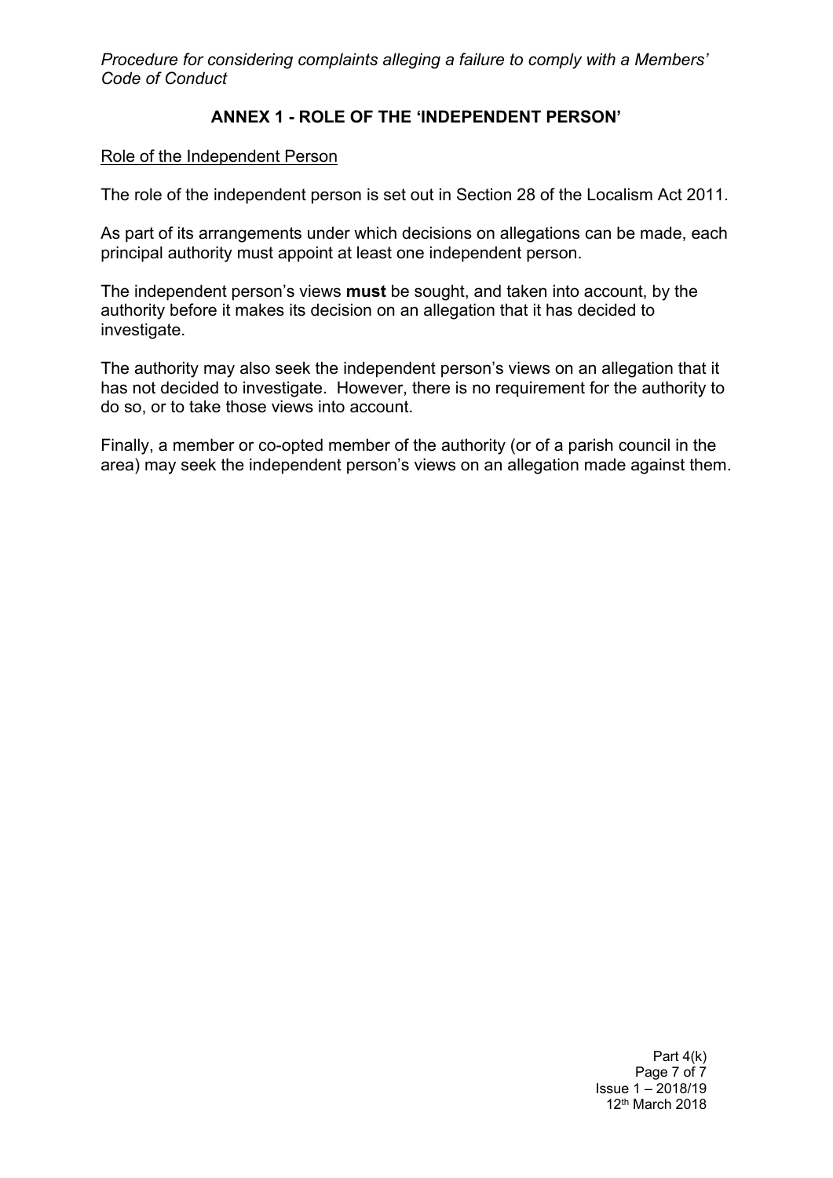## ANNEX 1 - ROLE OF THE 'INDEPENDENT PERSON'

Role of the Independent Person

The role of the independent person is set out in Section 28 of the Localism Act 2011.

As part of its arrangements under which decisions on allegations can be made, each principal authority must appoint at least one independent person.

The independent person's views **must** be sought, and taken into account, by the authority before it makes its decision on an allegation that it has decided to investigate.

The authority may also seek the independent person's views on an allegation that it has not decided to investigate. However, there is no requirement for the authority to do so, or to take those views into account.

Finally, a member or co-opted member of the authority (or of a parish council in the area) may seek the independent person's views on an allegation made against them.